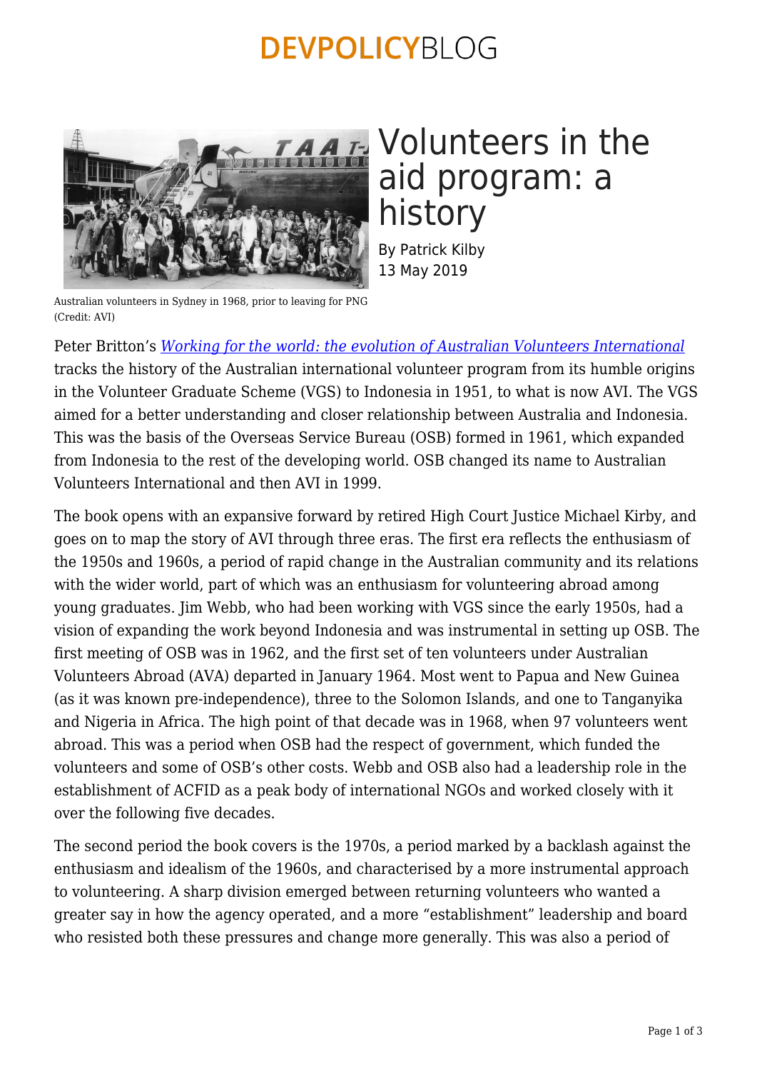# Volunteers in the aid program: a history

By Patrick Kilby
13 May 2019

Australian volunteers in Sydney in 1968, prior to leaving for PNG (Credit: AVI)

Peter Britton's *Working for the world: the evolution of Australian Volunteers International* tracks the history of the Australian international volunteer program from its humble origins in the Volunteer Graduate Scheme (VGS) to Indonesia in 1951, to what is now AVI. The VGS aimed for a better understanding and closer relationship between Australia and Indonesia. This was the basis of the Overseas Service Bureau (OSB) formed in 1961, which expanded from Indonesia to the rest of the developing world. OSB changed its name to Australian Volunteers International and then AVI in 1999.

The book opens with an expansive forward by retired High Court Justice Michael Kirby, and goes on to map the story of AVI through three eras. The first era reflects the enthusiasm of the 1950s and 1960s, a period of rapid change in the Australian community and its relations with the wider world, part of which was an enthusiasm for volunteering abroad among young graduates. Jim Webb, who had been working with VGS since the early 1950s, had a vision of expanding the work beyond Indonesia and was instrumental in setting up OSB. The first meeting of OSB was in 1962, and the first set of ten volunteers under Australian Volunteers Abroad (AVA) departed in January 1964. Most went to Papua and New Guinea (as it was known pre-independence), three to the Solomon Islands, and one to Tanganyika and Nigeria in Africa. The high point of that decade was in 1968, when 97 volunteers went abroad. This was a period when OSB had the respect of government, which funded the volunteers and some of OSB's other costs. Webb and OSB also had a leadership role in the establishment of ACFID as a peak body of international NGOs and worked closely with it over the following five decades.

The second period the book covers is the 1970s, a period marked by a backlash against the enthusiasm and idealism of the 1960s, and characterised by a more instrumental approach to volunteering. A sharp division emerged between returning volunteers who wanted a greater say in how the agency operated, and a more "establishment" leadership and board who resisted both these pressures and change more generally. This was also a period of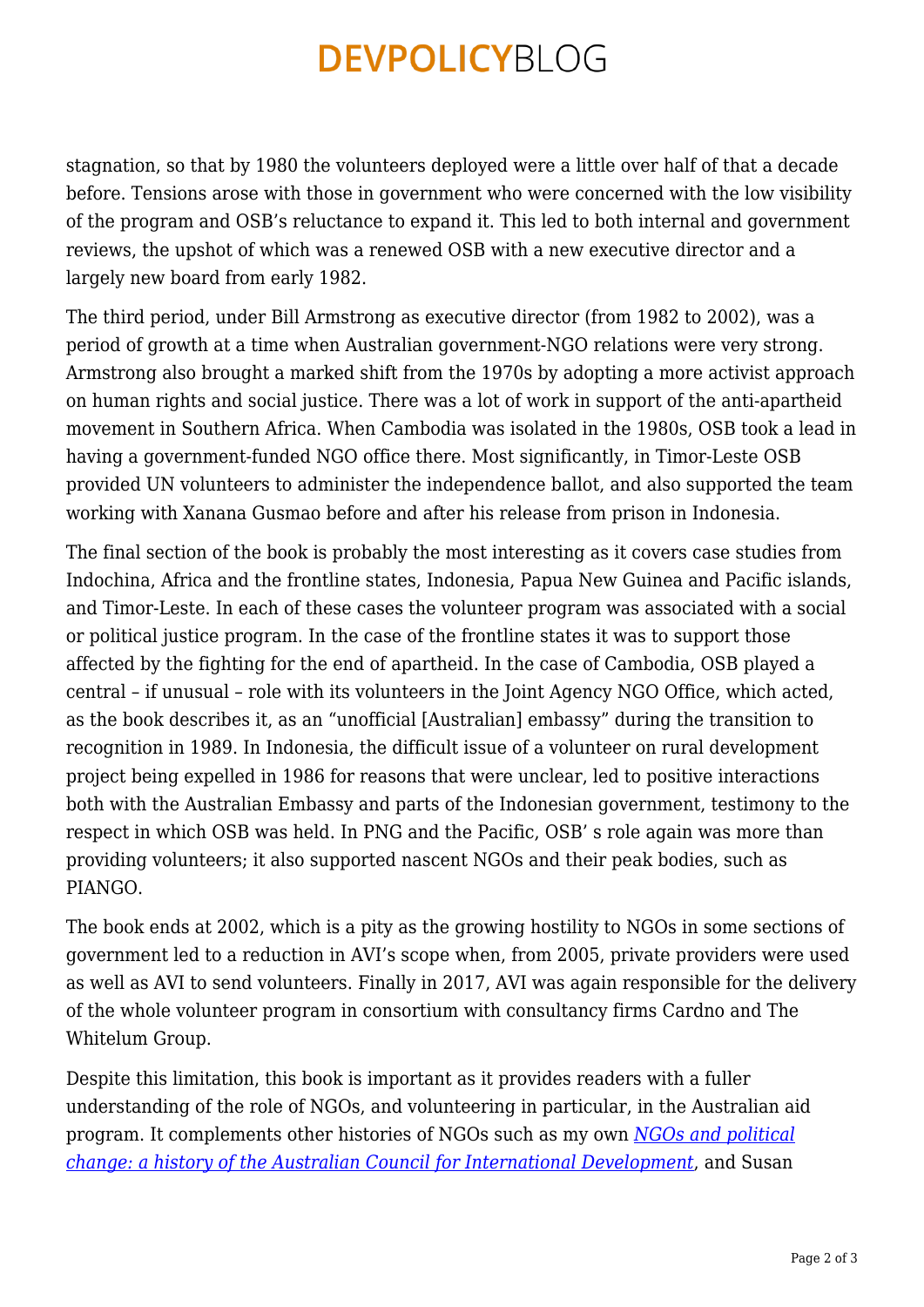stagnation, so that by 1980 the volunteers deployed were a little over half of that a decade before. Tensions arose with those in government who were concerned with the low visibility of the program and OSB's reluctance to expand it. This led to both internal and government reviews, the upshot of which was a renewed OSB with a new executive director and a largely new board from early 1982.

The third period, under Bill Armstrong as executive director (from 1982 to 2002), was a period of growth at a time when Australian government-NGO relations were very strong. Armstrong also brought a marked shift from the 1970s by adopting a more activist approach on human rights and social justice. There was a lot of work in support of the anti-apartheid movement in Southern Africa. When Cambodia was isolated in the 1980s, OSB took a lead in having a government-funded NGO office there. Most significantly, in Timor-Leste OSB provided UN volunteers to administer the independence ballot, and also supported the team working with Xanana Gusmao before and after his release from prison in Indonesia.

The final section of the book is probably the most interesting as it covers case studies from Indochina, Africa and the frontline states, Indonesia, Papua New Guinea and Pacific islands, and Timor-Leste. In each of these cases the volunteer program was associated with a social or political justice program. In the case of the frontline states it was to support those affected by the fighting for the end of apartheid. In the case of Cambodia, OSB played a central – if unusual – role with its volunteers in the Joint Agency NGO Office, which acted, as the book describes it, as an "unofficial [Australian] embassy" during the transition to recognition in 1989. In Indonesia, the difficult issue of a volunteer on rural development project being expelled in 1986 for reasons that were unclear, led to positive interactions both with the Australian Embassy and parts of the Indonesian government, testimony to the respect in which OSB was held. In PNG and the Pacific, OSB' s role again was more than providing volunteers; it also supported nascent NGOs and their peak bodies, such as PIANGO.

The book ends at 2002, which is a pity as the growing hostility to NGOs in some sections of government led to a reduction in AVI's scope when, from 2005, private providers were used as well as AVI to send volunteers. Finally in 2017, AVI was again responsible for the delivery of the whole volunteer program in consortium with consultancy firms Cardno and The Whitelum Group.

Despite this limitation, this book is important as it provides readers with a fuller understanding of the role of NGOs, and volunteering in particular, in the Australian aid program. It complements other histories of NGOs such as my own *NGOs and political change: a history of the Australian Council for International Development*, and Susan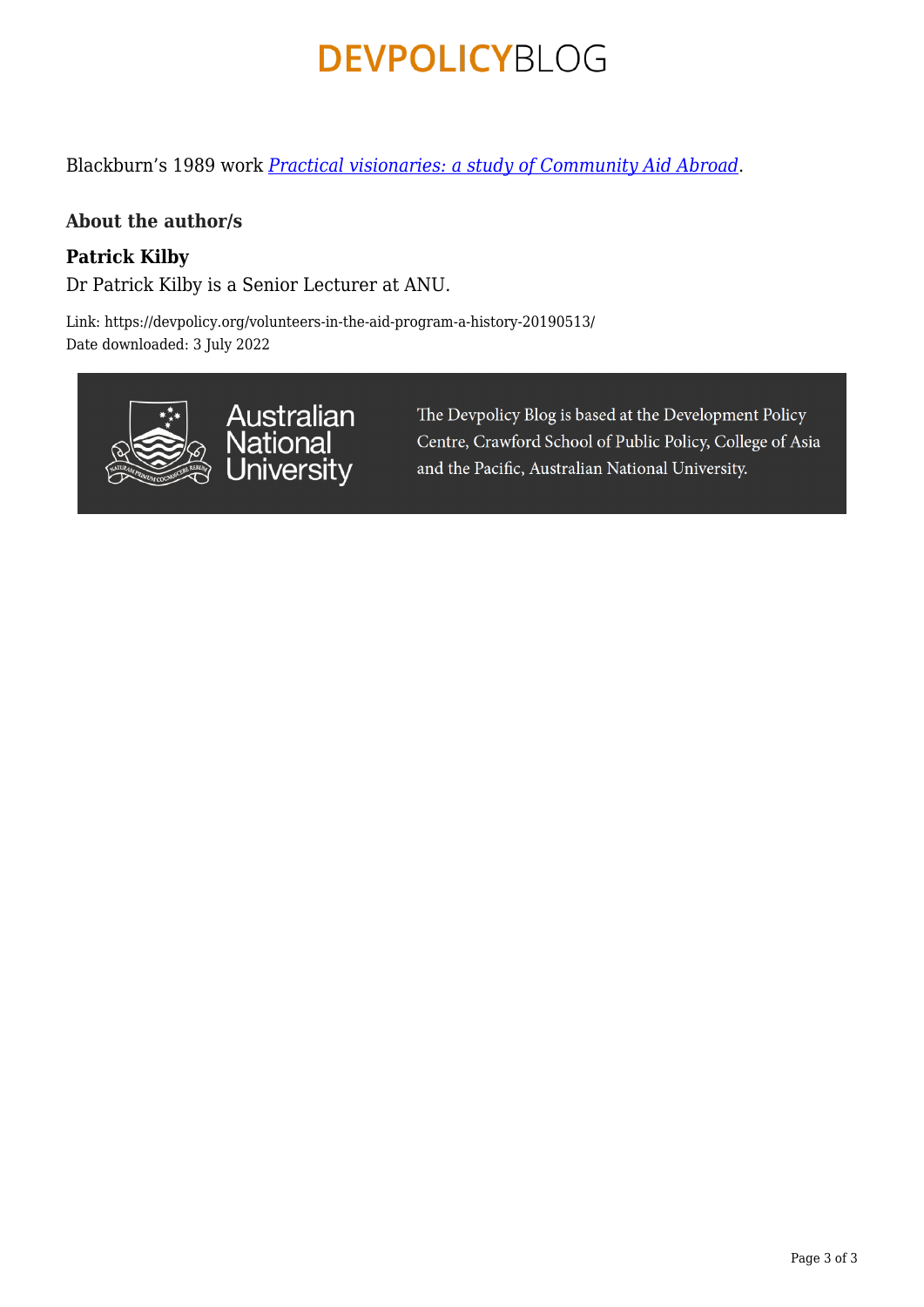Blackburn's 1989 work *[Practical visionaries: a study of Community Aid Abroad](#)*.

### About the author/s

**Patrick Kilby**

Dr Patrick Kilby is a Senior Lecturer at ANU.

Link: https://devpolicy.org/volunteers-in-the-aid-program-a-history-20190513/
Date downloaded: 3 July 2022

Australian National University

The Devpolicy Blog is based at the Development Policy Centre, Crawford School of Public Policy, College of Asia and the Pacific, Australian National University.